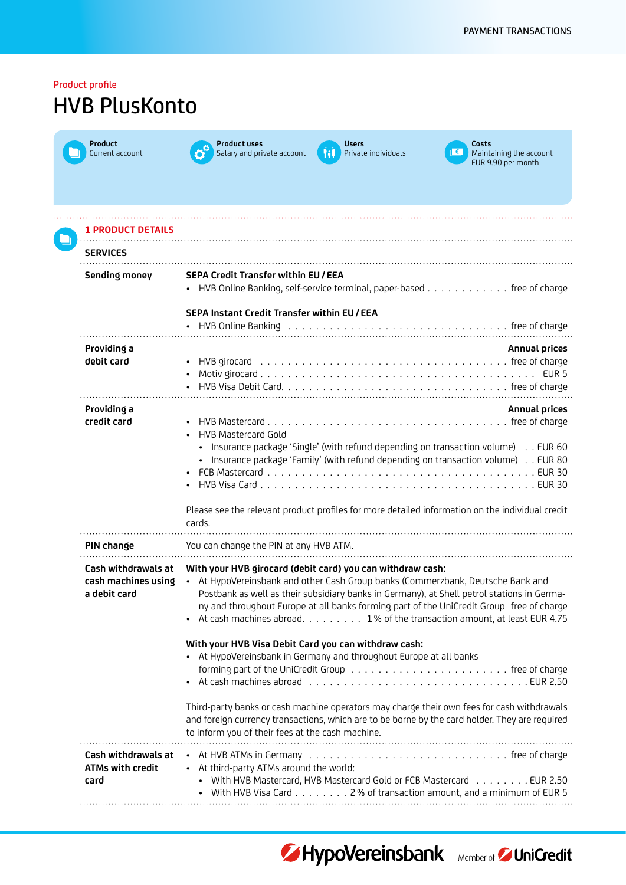Product profile

# HVB PlusKonto

| Product | Product uses | Users | Costs |
|---|---|---|---|
| Current account | Salary and private account | Private individuals | Maintaining the account EUR 9.90 per month |

## 1 PRODUCT DETAILS

### SERVICES

**Sending money**

**SEPA Credit Transfer within EU / EEA**

- HVB Online Banking, self-service terminal, paper-based . . . . . . . . . . . free of charge

**SEPA Instant Credit Transfer within EU / EEA**

- HVB Online Banking . . . . . . . . . . . . . . . . . . . . . . . . . . . . . . free of charge

**Providing a debit card**

**Annual prices**

- HVB girocard . . . . . . . . . . . . . . . . . . . . . . . . . . . . . . . . . . free of charge
- Motiv girocard . . . . . . . . . . . . . . . . . . . . . . . . . . . . . . . . . . . . . EUR 5
- HVB Visa Debit Card. . . . . . . . . . . . . . . . . . . . . . . . . . . . . . free of charge

**Providing a credit card**

**Annual prices**

- HVB Mastercard . . . . . . . . . . . . . . . . . . . . . . . . . . . . . . . . free of charge
- HVB Mastercard Gold
  - Insurance package 'Single' (with refund depending on transaction volume) . . EUR 60
  - Insurance package 'Family' (with refund depending on transaction volume) . . EUR 80
- FCB Mastercard . . . . . . . . . . . . . . . . . . . . . . . . . . . . . . . . . . . EUR 30
- HVB Visa Card . . . . . . . . . . . . . . . . . . . . . . . . . . . . . . . . . . . . EUR 30

Please see the relevant product profiles for more detailed information on the individual credit cards.

**PIN change**

You can change the PIN at any HVB ATM.

**Cash withdrawals at cash machines using a debit card**

**With your HVB girocard (debit card) you can withdraw cash:**

- At HypoVereinsbank and other Cash Group banks (Commerzbank, Deutsche Bank and Postbank as well as their subsidiary banks in Germany), at Shell petrol stations in Germany and throughout Europe at all banks forming part of the UniCredit Group free of charge
- At cash machines abroad. . . . . . . . . 1 % of the transaction amount, at least EUR 4.75

**With your HVB Visa Debit Card you can withdraw cash:**

- At HypoVereinsbank in Germany and throughout Europe at all banks forming part of the UniCredit Group . . . . . . . . . . . . . . . . . . . . . . free of charge
- At cash machines abroad . . . . . . . . . . . . . . . . . . . . . . . . . . . . . . . EUR 2.50

Third-party banks or cash machine operators may charge their own fees for cash withdrawals and foreign currency transactions, which are to be borne by the card holder. They are required to inform you of their fees at the cash machine.

**Cash withdrawals at ATMs with credit card**

- At HVB ATMs in Germany . . . . . . . . . . . . . . . . . . . . . . . . . . . free of charge
- At third-party ATMs around the world:
  - With HVB Mastercard, HVB Mastercard Gold or FCB Mastercard . . . . . . . . EUR 2.50
  - With HVB Visa Card . . . . . . . . 2 % of transaction amount, and a minimum of EUR 5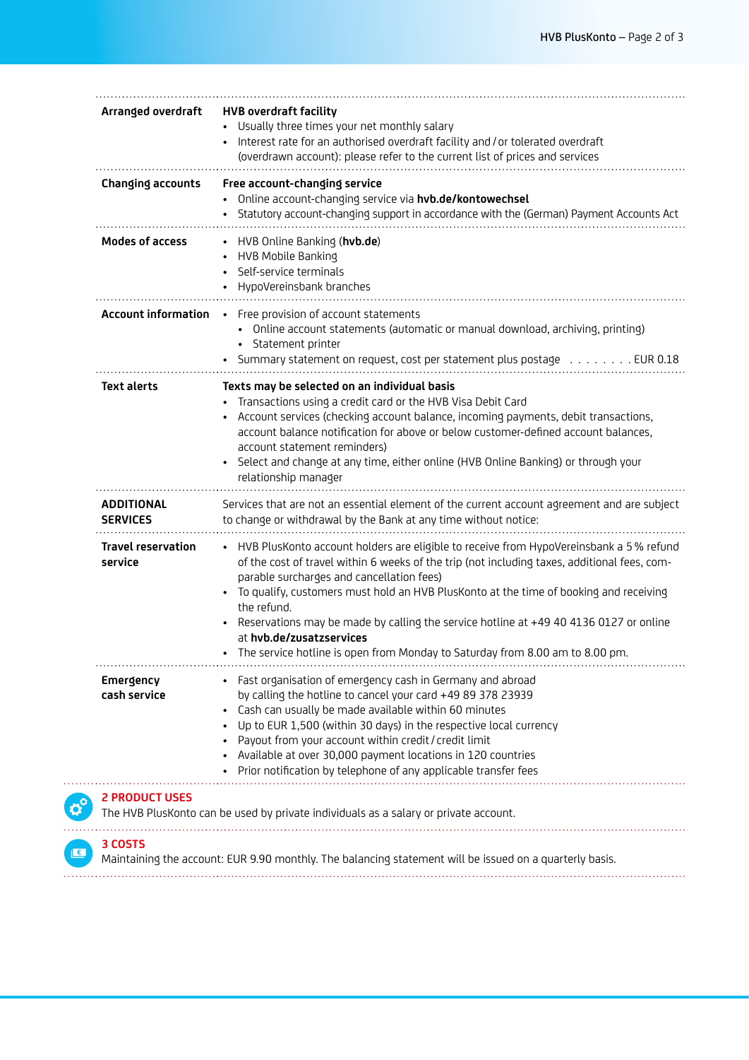| | |
|---|---|
| **Arranged overdraft** | **HVB overdraft facility**<br>• Usually three times your net monthly salary<br>• Interest rate for an authorised overdraft facility and / or tolerated overdraft (overdrawn account): please refer to the current list of prices and services |
| **Changing accounts** | **Free account-changing service**<br>• Online account-changing service via **hvb.de/kontowechsel**<br>• Statutory account-changing support in accordance with the (German) Payment Accounts Act |
| **Modes of access** | • HVB Online Banking (**hvb.de**)<br>• HVB Mobile Banking<br>• Self-service terminals<br>• HypoVereinsbank branches |
| **Account information** | • Free provision of account statements<br>  • Online account statements (automatic or manual download, archiving, printing)<br>  • Statement printer<br>• Summary statement on request, cost per statement plus postage . . . . . . . . EUR 0.18 |
| **Text alerts** | **Texts may be selected on an individual basis**<br>• Transactions using a credit card or the HVB Visa Debit Card<br>• Account services (checking account balance, incoming payments, debit transactions, account balance notification for above or below customer-defined account balances, account statement reminders)<br>• Select and change at any time, either online (HVB Online Banking) or through your relationship manager |
| **ADDITIONAL SERVICES** | Services that are not an essential element of the current account agreement and are subject to change or withdrawal by the Bank at any time without notice: |
| **Travel reservation service** | • HVB PlusKonto account holders are eligible to receive from HypoVereinsbank a 5 % refund of the cost of travel within 6 weeks of the trip (not including taxes, additional fees, comparable surcharges and cancellation fees)<br>• To qualify, customers must hold an HVB PlusKonto at the time of booking and receiving the refund.<br>• Reservations may be made by calling the service hotline at +49 40 4136 0127 or online at **hvb.de/zusatzservices**<br>• The service hotline is open from Monday to Saturday from 8.00 am to 8.00 pm. |
| **Emergency cash service** | • Fast organisation of emergency cash in Germany and abroad by calling the hotline to cancel your card +49 89 378 23939<br>• Cash can usually be made available within 60 minutes<br>• Up to EUR 1,500 (within 30 days) in the respective local currency<br>• Payout from your account within credit / credit limit<br>• Available at over 30,000 payment locations in 120 countries<br>• Prior notification by telephone of any applicable transfer fees |

## 2 PRODUCT USES

The HVB PlusKonto can be used by private individuals as a salary or private account.

## 3 COSTS

Maintaining the account: EUR 9.90 monthly. The balancing statement will be issued on a quarterly basis.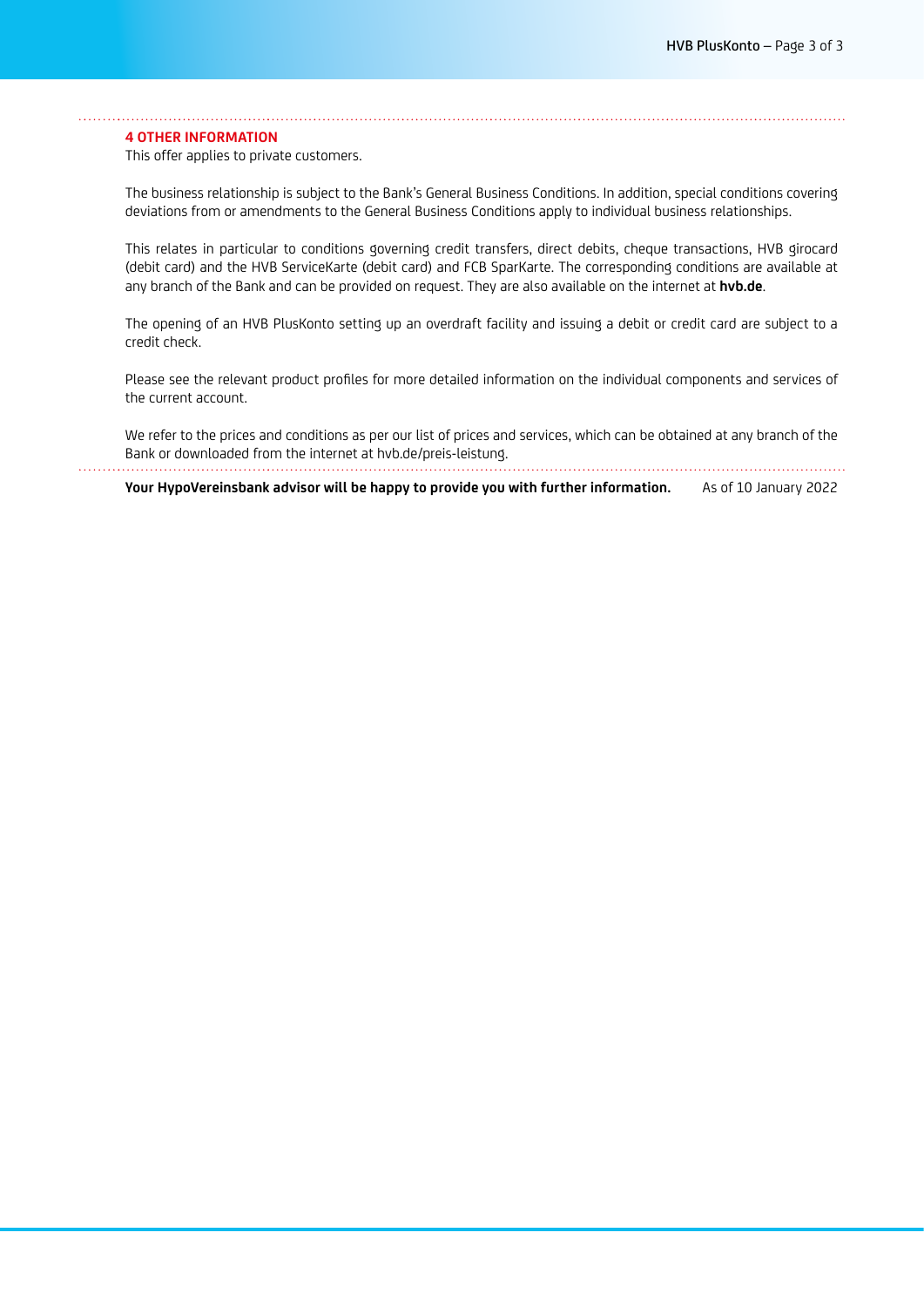## 4 OTHER INFORMATION

This offer applies to private customers.

The business relationship is subject to the Bank's General Business Conditions. In addition, special conditions covering deviations from or amendments to the General Business Conditions apply to individual business relationships.

This relates in particular to conditions governing credit transfers, direct debits, cheque transactions, HVB girocard (debit card) and the HVB ServiceKarte (debit card) and FCB SparKarte. The corresponding conditions are available at any branch of the Bank and can be provided on request. They are also available on the internet at **hvb.de**.

The opening of an HVB PlusKonto setting up an overdraft facility and issuing a debit or credit card are subject to a credit check.

Please see the relevant product profiles for more detailed information on the individual components and services of the current account.

We refer to the prices and conditions as per our list of prices and services, which can be obtained at any branch of the Bank or downloaded from the internet at hvb.de/preis-leistung.

**Your HypoVereinsbank advisor will be happy to provide you with further information.** As of 10 January 2022